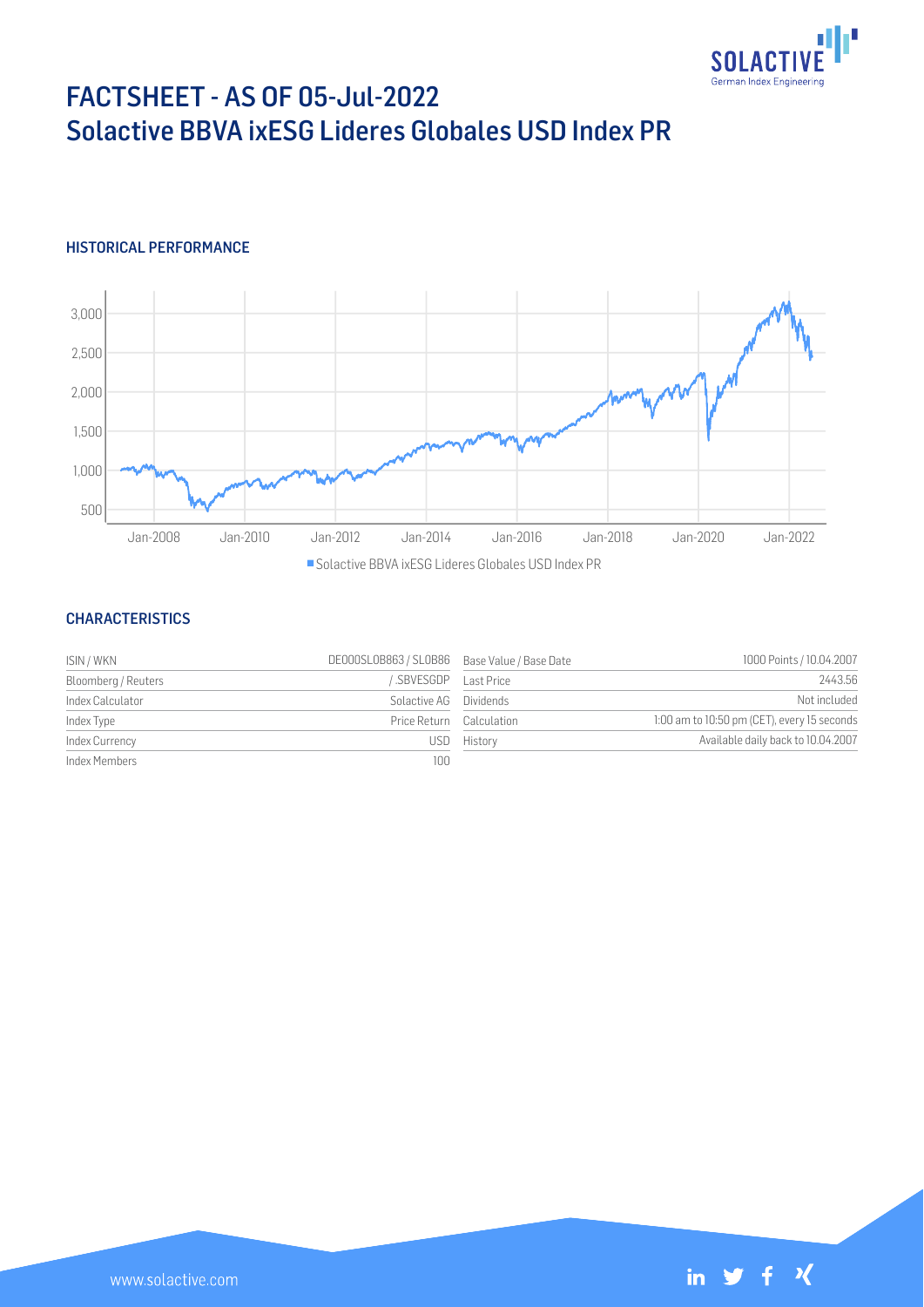# FACTSHEET - AS OF 05-Jul-2022
# Solactive BBVA ixESG Lideres Globales USD Index PR

## HISTORICAL PERFORMANCE

## CHARACTERISTICS

| | | | |
|---|---|---|---|
| ISIN / WKN | DE000SL0B863 / SL0B86 | Base Value / Base Date | 1000 Points / 10.04.2007 |
| Bloomberg / Reuters | / .SBVESGDP | Last Price | 2443.56 |
| Index Calculator | Solactive AG | Dividends | Not included |
| Index Type | Price Return | Calculation | 1:00 am to 10:50 pm (CET), every 15 seconds |
| Index Currency | USD | History | Available daily back to 10.04.2007 |
| Index Members | 100 | | |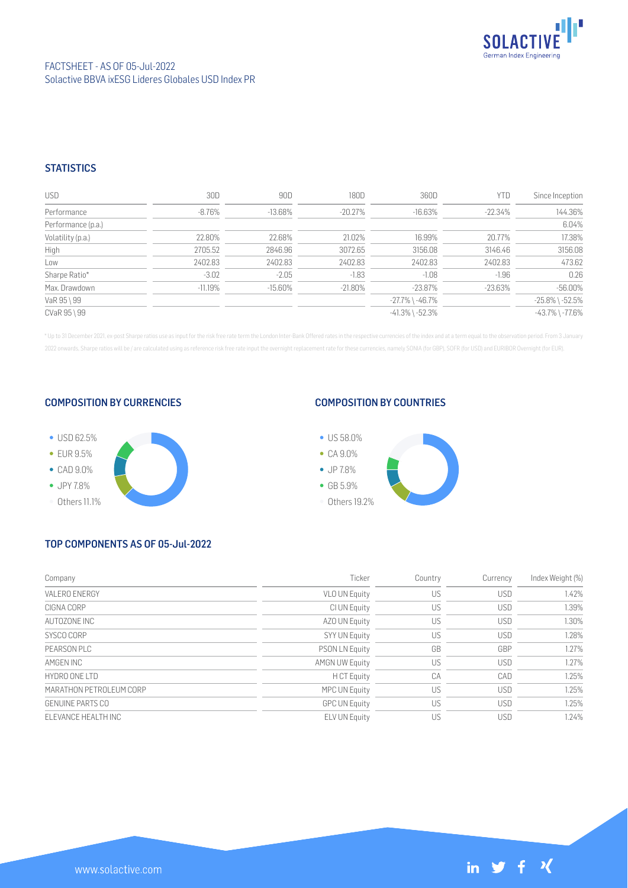FACTSHEET - AS OF 05-Jul-2022
Solactive BBVA ixESG Lideres Globales USD Index PR

## STATISTICS

| USD | 30D | 90D | 180D | 360D | YTD | Since Inception |
|---|---|---|---|---|---|---|
| Performance | -8.76% | -13.68% | -20.27% | -16.63% | -22.34% | 144.36% |
| Performance (p.a.) | | | | | | 6.04% |
| Volatility (p.a.) | 22.80% | 22.68% | 21.02% | 16.99% | 20.77% | 17.38% |
| High | 2705.52 | 2846.96 | 3072.65 | 3156.08 | 3146.46 | 3156.08 |
| Low | 2402.83 | 2402.83 | 2402.83 | 2402.83 | 2402.83 | 473.62 |
| Sharpe Ratio* | -3.02 | -2.05 | -1.83 | -1.08 | -1.96 | 0.26 |
| Max. Drawdown | -11.19% | -15.60% | -21.80% | -23.87% | -23.63% | -56.00% |
| VaR 95 \ 99 | | | | -27.7% \ -46.7% | | -25.8% \ -52.5% |
| CVaR 95 \ 99 | | | | -41.3% \ -52.3% | | -43.7% \ -77.6% |

* Up to 31 December 2021, ex-post Sharpe ratios use as input for the risk free rate term the London Inter-Bank Offered rates in the respective currencies of the index and at a term equal to the observation period. From 3 January 2022 onwards, Sharpe ratios will be / are calculated using as reference risk free rate input the overnight replacement rate for these currencies, namely SONIA (for GBP), SOFR (for USD) and EURIBOR Overnight (for EUR).

## COMPOSITION BY CURRENCIES

- USD 62.5%
- EUR 9.5%
- CAD 9.0%
- JPY 7.8%
- Others 11.1%

## COMPOSITION BY COUNTRIES

- US 58.0%
- CA 9.0%
- JP 7.8%
- GB 5.9%
- Others 19.2%

## TOP COMPONENTS AS OF 05-Jul-2022

| Company | Ticker | Country | Currency | Index Weight (%) |
|---|---|---|---|---|
| VALERO ENERGY | VLO UN Equity | US | USD | 1.42% |
| CIGNA CORP | CI UN Equity | US | USD | 1.39% |
| AUTOZONE INC | AZO UN Equity | US | USD | 1.30% |
| SYSCO CORP | SYY UN Equity | US | USD | 1.28% |
| PEARSON PLC | PSON LN Equity | GB | GBP | 1.27% |
| AMGEN INC | AMGN UW Equity | US | USD | 1.27% |
| HYDRO ONE LTD | H CT Equity | CA | CAD | 1.25% |
| MARATHON PETROLEUM CORP | MPC UN Equity | US | USD | 1.25% |
| GENUINE PARTS CO | GPC UN Equity | US | USD | 1.25% |
| ELEVANCE HEALTH INC | ELV UN Equity | US | USD | 1.24% |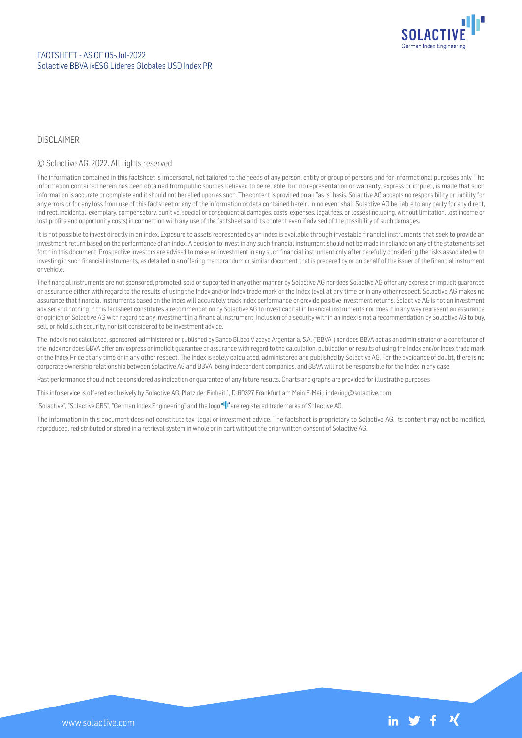## DISCLAIMER

© Solactive AG, 2022. All rights reserved.

The information contained in this factsheet is impersonal, not tailored to the needs of any person, entity or group of persons and for informational purposes only. The information contained herein has been obtained from public sources believed to be reliable, but no representation or warranty, express or implied, is made that such information is accurate or complete and it should not be relied upon as such. The content is provided on an "as is" basis. Solactive AG accepts no responsibility or liability for any errors or for any loss from use of this factsheet or any of the information or data contained herein. In no event shall Solactive AG be liable to any party for any direct, indirect, incidental, exemplary, compensatory, punitive, special or consequential damages, costs, expenses, legal fees, or losses (including, without limitation, lost income or lost profits and opportunity costs) in connection with any use of the factsheets and its content even if advised of the possibility of such damages.

It is not possible to invest directly in an index. Exposure to assets represented by an index is available through investable financial instruments that seek to provide an investment return based on the performance of an index. A decision to invest in any such financial instrument should not be made in reliance on any of the statements set forth in this document. Prospective investors are advised to make an investment in any such financial instrument only after carefully considering the risks associated with investing in such financial instruments, as detailed in an offering memorandum or similar document that is prepared by or on behalf of the issuer of the financial instrument or vehicle.

The financial instruments are not sponsored, promoted, sold or supported in any other manner by Solactive AG nor does Solactive AG offer any express or implicit guarantee or assurance either with regard to the results of using the Index and/or Index trade mark or the Index level at any time or in any other respect. Solactive AG makes no assurance that financial instruments based on the index will accurately track index performance or provide positive investment returns. Solactive AG is not an investment adviser and nothing in this factsheet constitutes a recommendation by Solactive AG to invest capital in financial instruments nor does it in any way represent an assurance or opinion of Solactive AG with regard to any investment in a financial instrument. Inclusion of a security within an index is not a recommendation by Solactive AG to buy, sell, or hold such security, nor is it considered to be investment advice.

The Index is not calculated, sponsored, administered or published by Banco Bilbao Vizcaya Argentaria, S.A. ("BBVA") nor does BBVA act as an administrator or a contributor of the Index nor does BBVA offer any express or implicit guarantee or assurance with regard to the calculation, publication or results of using the Index and/or Index trade mark or the Index Price at any time or in any other respect. The Index is solely calculated, administered and published by Solactive AG. For the avoidance of doubt, there is no corporate ownership relationship between Solactive AG and BBVA, being independent companies, and BBVA will not be responsible for the Index in any case.

Past performance should not be considered as indication or guarantee of any future results. Charts and graphs are provided for illustrative purposes.

This info service is offered exclusively by Solactive AG, Platz der Einheit 1, D-60327 Frankfurt am Main|E-Mail: indexing@solactive.com

"Solactive", "Solactive GBS", "German Index Engineering" and the logo are registered trademarks of Solactive AG.

The information in this document does not constitute tax, legal or investment advice. The factsheet is proprietary to Solactive AG. Its content may not be modified, reproduced, redistributed or stored in a retrieval system in whole or in part without the prior written consent of Solactive AG.